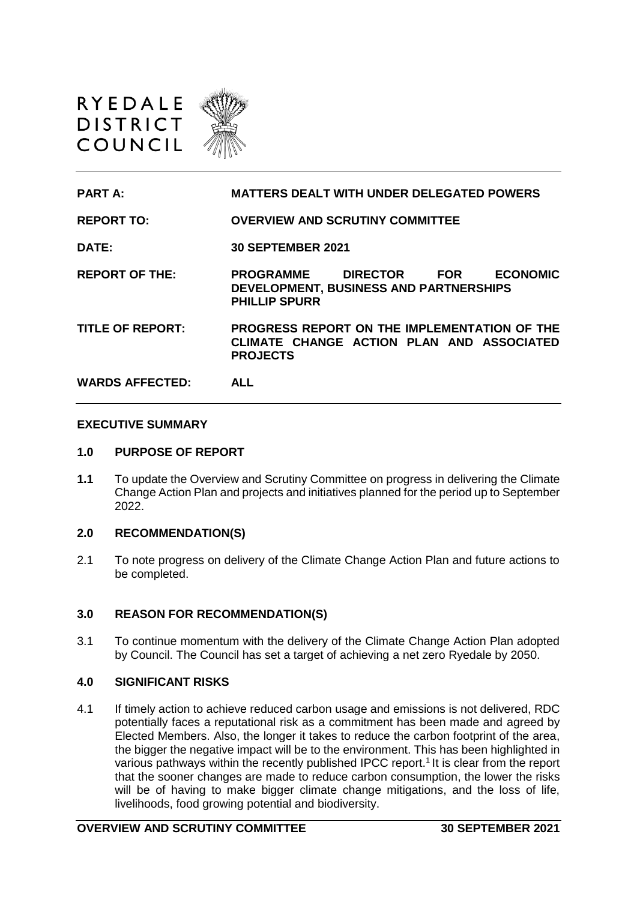RYEDALE DISTRICT COUNCIL

| | |
|---|---|
| **PART A:** | **MATTERS DEALT WITH UNDER DELEGATED POWERS** |
| **REPORT TO:** | **OVERVIEW AND SCRUTINY COMMITTEE** |
| **DATE:** | **30 SEPTEMBER 2021** |
| **REPORT OF THE:** | **PROGRAMME DIRECTOR FOR ECONOMIC DEVELOPMENT, BUSINESS AND PARTNERSHIPS PHILLIP SPURR** |
| **TITLE OF REPORT:** | **PROGRESS REPORT ON THE IMPLEMENTATION OF THE CLIMATE CHANGE ACTION PLAN AND ASSOCIATED PROJECTS** |
| **WARDS AFFECTED:** | **ALL** |

## EXECUTIVE SUMMARY

### 1.0 PURPOSE OF REPORT

**1.1** To update the Overview and Scrutiny Committee on progress in delivering the Climate Change Action Plan and projects and initiatives planned for the period up to September 2022.

### 2.0 RECOMMENDATION(S)

2.1 To note progress on delivery of the Climate Change Action Plan and future actions to be completed.

### 3.0 REASON FOR RECOMMENDATION(S)

3.1 To continue momentum with the delivery of the Climate Change Action Plan adopted by Council. The Council has set a target of achieving a net zero Ryedale by 2050.

### 4.0 SIGNIFICANT RISKS

4.1 If timely action to achieve reduced carbon usage and emissions is not delivered, RDC potentially faces a reputational risk as a commitment has been made and agreed by Elected Members. Also, the longer it takes to reduce the carbon footprint of the area, the bigger the negative impact will be to the environment. This has been highlighted in various pathways within the recently published IPCC report.[1] It is clear from the report that the sooner changes are made to reduce carbon consumption, the lower the risks will be of having to make bigger climate change mitigations, and the loss of life, livelihoods, food growing potential and biodiversity.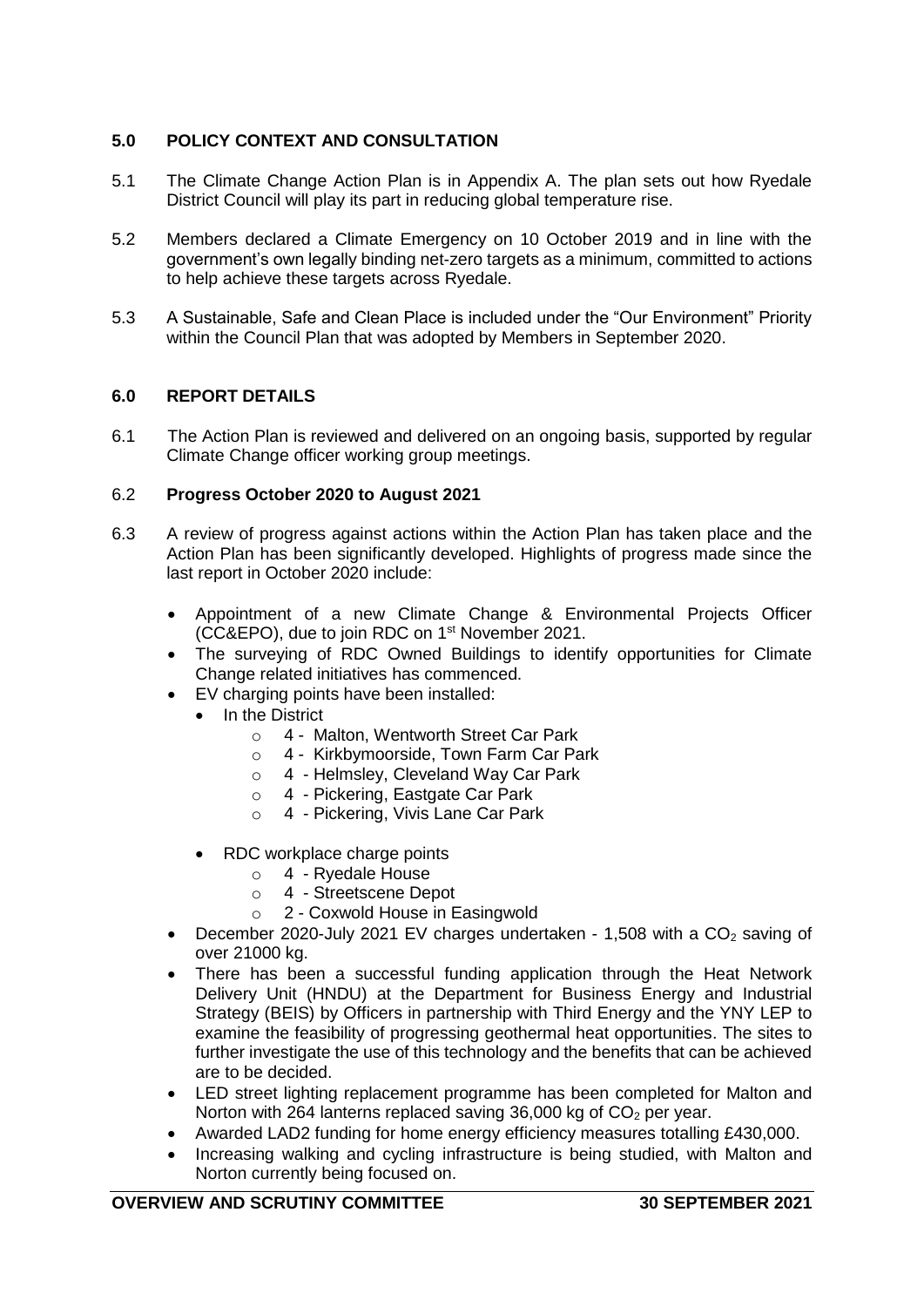## 5.0 POLICY CONTEXT AND CONSULTATION

5.1 The Climate Change Action Plan is in Appendix A. The plan sets out how Ryedale District Council will play its part in reducing global temperature rise.

5.2 Members declared a Climate Emergency on 10 October 2019 and in line with the government's own legally binding net-zero targets as a minimum, committed to actions to help achieve these targets across Ryedale.

5.3 A Sustainable, Safe and Clean Place is included under the "Our Environment" Priority within the Council Plan that was adopted by Members in September 2020.

## 6.0 REPORT DETAILS

6.1 The Action Plan is reviewed and delivered on an ongoing basis, supported by regular Climate Change officer working group meetings.

6.2 **Progress October 2020 to August 2021**

6.3 A review of progress against actions within the Action Plan has taken place and the Action Plan has been significantly developed. Highlights of progress made since the last report in October 2020 include:

- Appointment of a new Climate Change & Environmental Projects Officer (CC&EPO), due to join RDC on 1st November 2021.
- The surveying of RDC Owned Buildings to identify opportunities for Climate Change related initiatives has commenced.
- EV charging points have been installed:
  - In the District
    - 4 - Malton, Wentworth Street Car Park
    - 4 - Kirkbymoorside, Town Farm Car Park
    - 4 - Helmsley, Cleveland Way Car Park
    - 4 - Pickering, Eastgate Car Park
    - 4 - Pickering, Vivis Lane Car Park
  - RDC workplace charge points
    - 4 - Ryedale House
    - 4 - Streetscene Depot
    - 2 - Coxwold House in Easingwold
- December 2020-July 2021 EV charges undertaken - 1,508 with a $CO_2$ saving of over 21000 kg.
- There has been a successful funding application through the Heat Network Delivery Unit (HNDU) at the Department for Business Energy and Industrial Strategy (BEIS) by Officers in partnership with Third Energy and the YNY LEP to examine the feasibility of progressing geothermal heat opportunities. The sites to further investigate the use of this technology and the benefits that can be achieved are to be decided.
- LED street lighting replacement programme has been completed for Malton and Norton with 264 lanterns replaced saving 36,000 kg of $CO_2$ per year.
- Awarded LAD2 funding for home energy efficiency measures totalling £430,000.
- Increasing walking and cycling infrastructure is being studied, with Malton and Norton currently being focused on.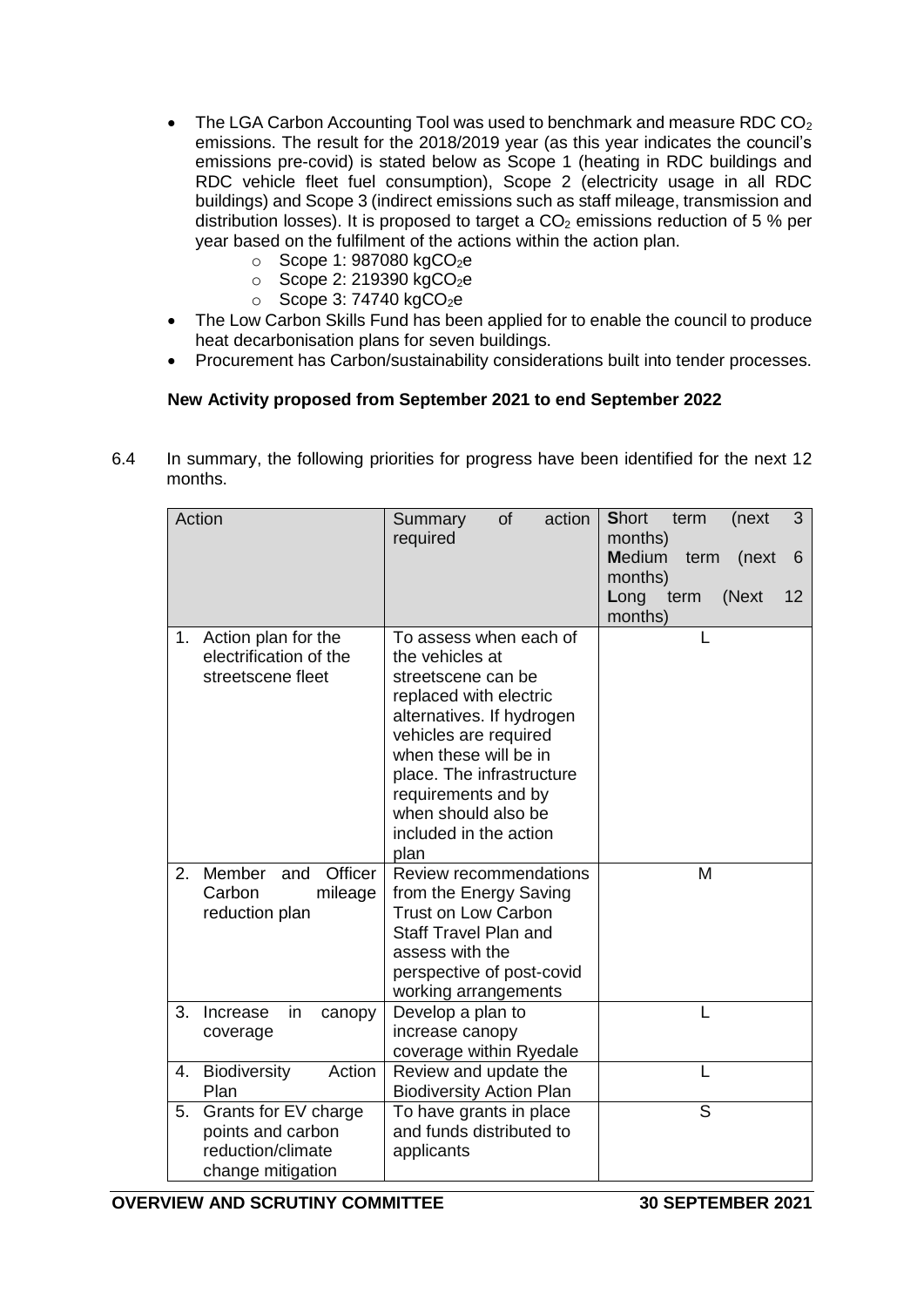- The LGA Carbon Accounting Tool was used to benchmark and measure RDC $CO_2$ emissions. The result for the 2018/2019 year (as this year indicates the council's emissions pre-covid) is stated below as Scope 1 (heating in RDC buildings and RDC vehicle fleet fuel consumption), Scope 2 (electricity usage in all RDC buildings) and Scope 3 (indirect emissions such as staff mileage, transmission and distribution losses). It is proposed to target a $CO_2$ emissions reduction of 5 % per year based on the fulfilment of the actions within the action plan.
    - Scope 1: 987080 $kgCO_2e$
    - Scope 2: 219390 $kgCO_2e$
    - Scope 3: 74740 $kgCO_2e$
- The Low Carbon Skills Fund has been applied for to enable the council to produce heat decarbonisation plans for seven buildings.
- Procurement has Carbon/sustainability considerations built into tender processes.

**New Activity proposed from September 2021 to end September 2022**

6.4 In summary, the following priorities for progress have been identified for the next 12 months.

| Action | Summary of action required | **S**hort term (next 3 months)<br>**M**edium term (next 6 months)<br>**L**ong term (Next 12 months) |
|---|---|---|
| 1. Action plan for the electrification of the streetscene fleet | To assess when each of the vehicles at streetscene can be replaced with electric alternatives. If hydrogen vehicles are required when these will be in place. The infrastructure requirements and by when should also be included in the action plan | L |
| 2. Member and Officer Carbon mileage reduction plan | Review recommendations from the Energy Saving Trust on Low Carbon Staff Travel Plan and assess with the perspective of post-covid working arrangements | M |
| 3. Increase in canopy coverage | Develop a plan to increase canopy coverage within Ryedale | L |
| 4. Biodiversity Action Plan | Review and update the Biodiversity Action Plan | L |
| 5. Grants for EV charge points and carbon reduction/climate change mitigation | To have grants in place and funds distributed to applicants | S |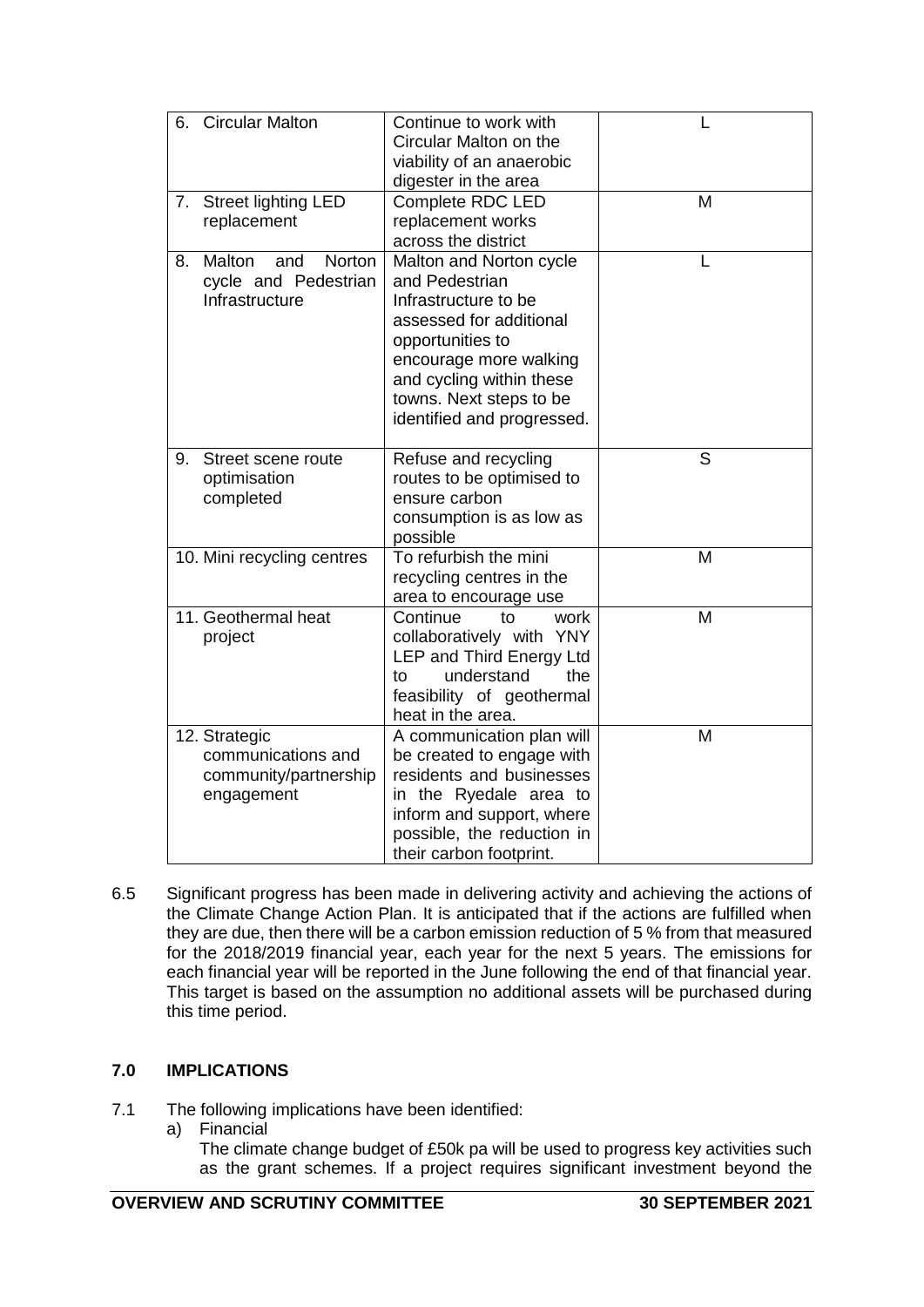| | | |
|---|---|---|
| 6. Circular Malton | Continue to work with Circular Malton on the viability of an anaerobic digester in the area | L |
| 7. Street lighting LED replacement | Complete RDC LED replacement works across the district | M |
| 8. Malton and Norton cycle and Pedestrian Infrastructure | Malton and Norton cycle and Pedestrian Infrastructure to be assessed for additional opportunities to encourage more walking and cycling within these towns. Next steps to be identified and progressed. | L |
| 9. Street scene route optimisation completed | Refuse and recycling routes to be optimised to ensure carbon consumption is as low as possible | S |
| 10. Mini recycling centres | To refurbish the mini recycling centres in the area to encourage use | M |
| 11. Geothermal heat project | Continue to work collaboratively with YNY LEP and Third Energy Ltd to understand the feasibility of geothermal heat in the area. | M |
| 12. Strategic communications and community/partnership engagement | A communication plan will be created to engage with residents and businesses in the Ryedale area to inform and support, where possible, the reduction in their carbon footprint. | M |

6.5 Significant progress has been made in delivering activity and achieving the actions of the Climate Change Action Plan. It is anticipated that if the actions are fulfilled when they are due, then there will be a carbon emission reduction of 5 % from that measured for the 2018/2019 financial year, each year for the next 5 years. The emissions for each financial year will be reported in the June following the end of that financial year. This target is based on the assumption no additional assets will be purchased during this time period.

## 7.0 IMPLICATIONS

7.1 The following implications have been identified:

a) Financial
The climate change budget of £50k pa will be used to progress key activities such as the grant schemes. If a project requires significant investment beyond the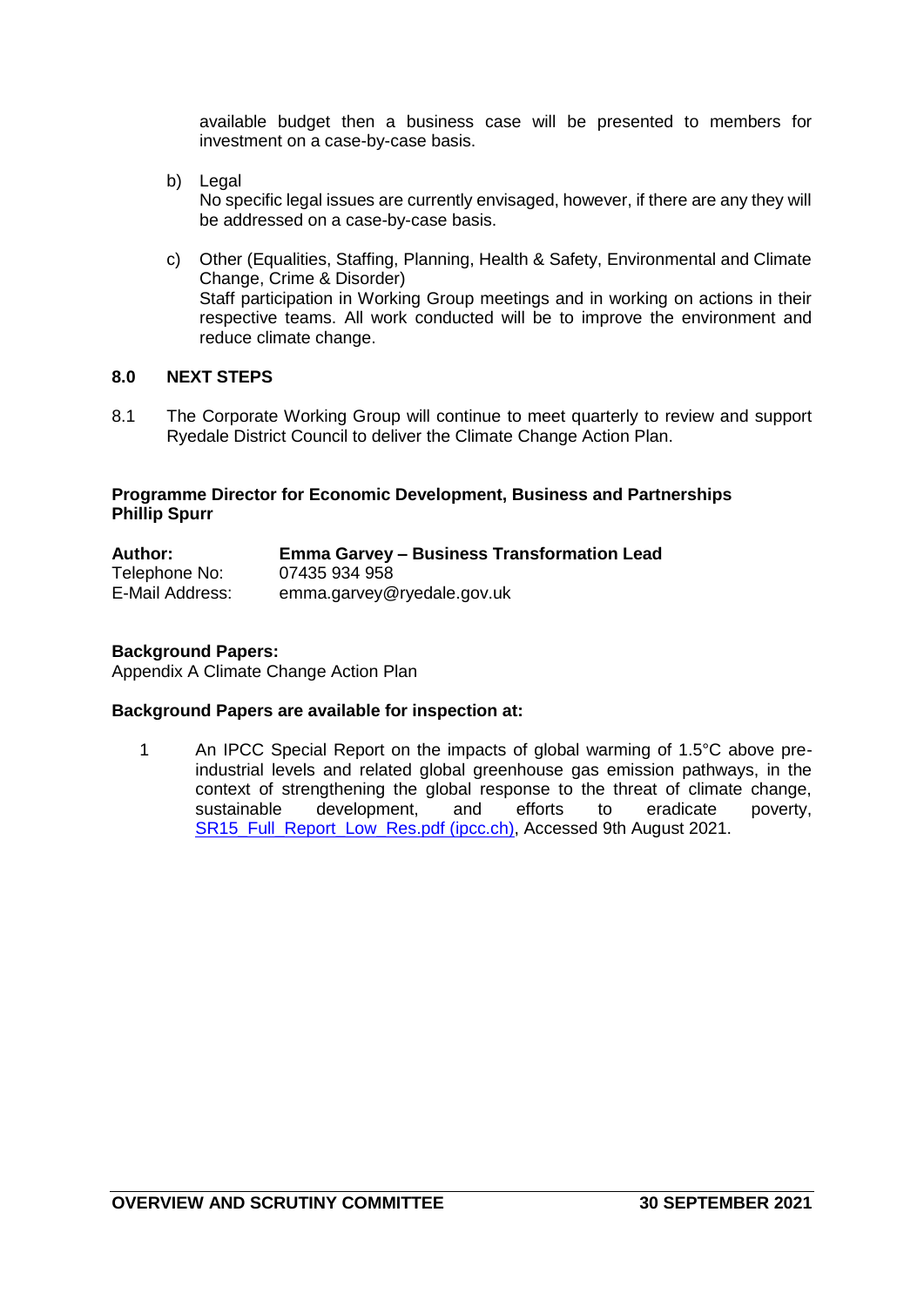available budget then a business case will be presented to members for investment on a case-by-case basis.

b) Legal
No specific legal issues are currently envisaged, however, if there are any they will be addressed on a case-by-case basis.

c) Other (Equalities, Staffing, Planning, Health & Safety, Environmental and Climate Change, Crime & Disorder)
Staff participation in Working Group meetings and in working on actions in their respective teams. All work conducted will be to improve the environment and reduce climate change.

## 8.0 NEXT STEPS

8.1 The Corporate Working Group will continue to meet quarterly to review and support Ryedale District Council to deliver the Climate Change Action Plan.

**Programme Director for Economic Development, Business and Partnerships**
**Phillip Spurr**

| | |
|---|---|
| **Author:** | **Emma Garvey – Business Transformation Lead** |
| Telephone No: | 07435 934 958 |
| E-Mail Address: | emma.garvey@ryedale.gov.uk |

**Background Papers:**
Appendix A Climate Change Action Plan

**Background Papers are available for inspection at:**

1. An IPCC Special Report on the impacts of global warming of 1.5°C above pre-industrial levels and related global greenhouse gas emission pathways, in the context of strengthening the global response to the threat of climate change, sustainable development, and efforts to eradicate poverty, [SR15_Full_Report_Low_Res.pdf (ipcc.ch)](SR15_Full_Report_Low_Res.pdf), Accessed 9th August 2021.